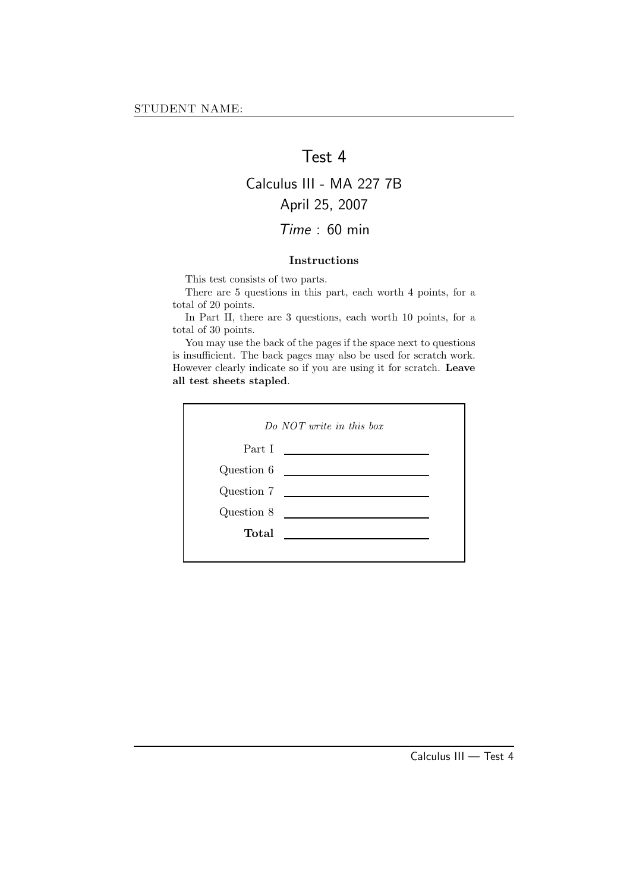STUDENT NAME:

# Test 4

## Calculus III - MA 227 7B

## April 25, 2007

## *Time* : 60 min

### Instructions

This test consists of two parts.

There are 5 questions in this part, each worth 4 points, for a total of 20 points.

In Part II, there are 3 questions, each worth 10 points, for a total of 30 points.

You may use the back of the pages if the space next to questions is insufficient. The back pages may also be used for scratch work. However clearly indicate so if you are using it for scratch. **Leave all test sheets stapled**.

*Do NOT write in this box*

| | |
|---|---|
| Part I | |
| Question 6 | |
| Question 7 | |
| Question 8 | |
| **Total** | |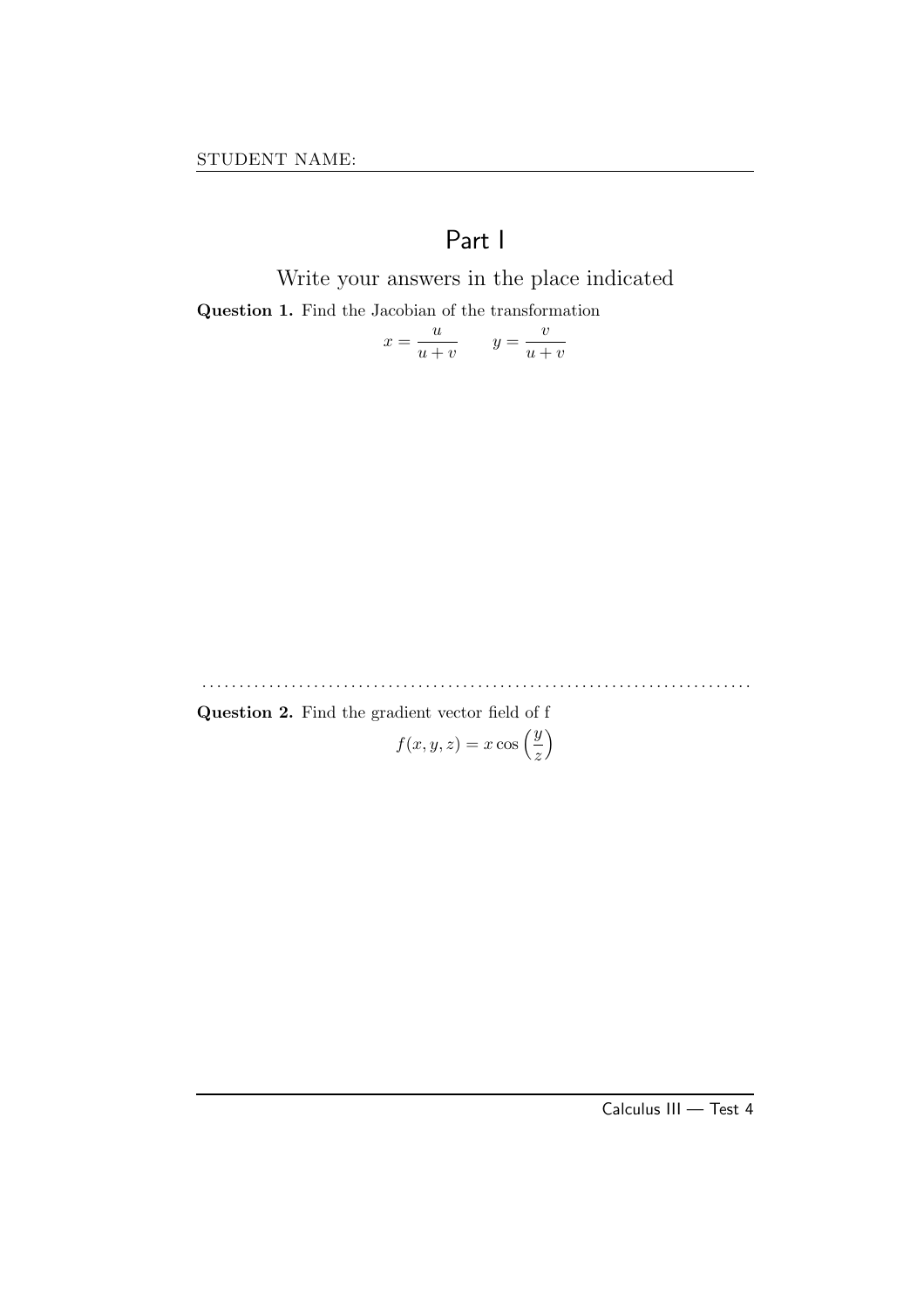STUDENT NAME:

# Part I

Write your answers in the place indicated

**Question 1.** Find the Jacobian of the transformation

$$x = \frac{u}{u+v} \qquad y = \frac{v}{u+v}$$

**Question 2.** Find the gradient vector field of f

$$f(x, y, z) = x \cos\left(\frac{y}{z}\right)$$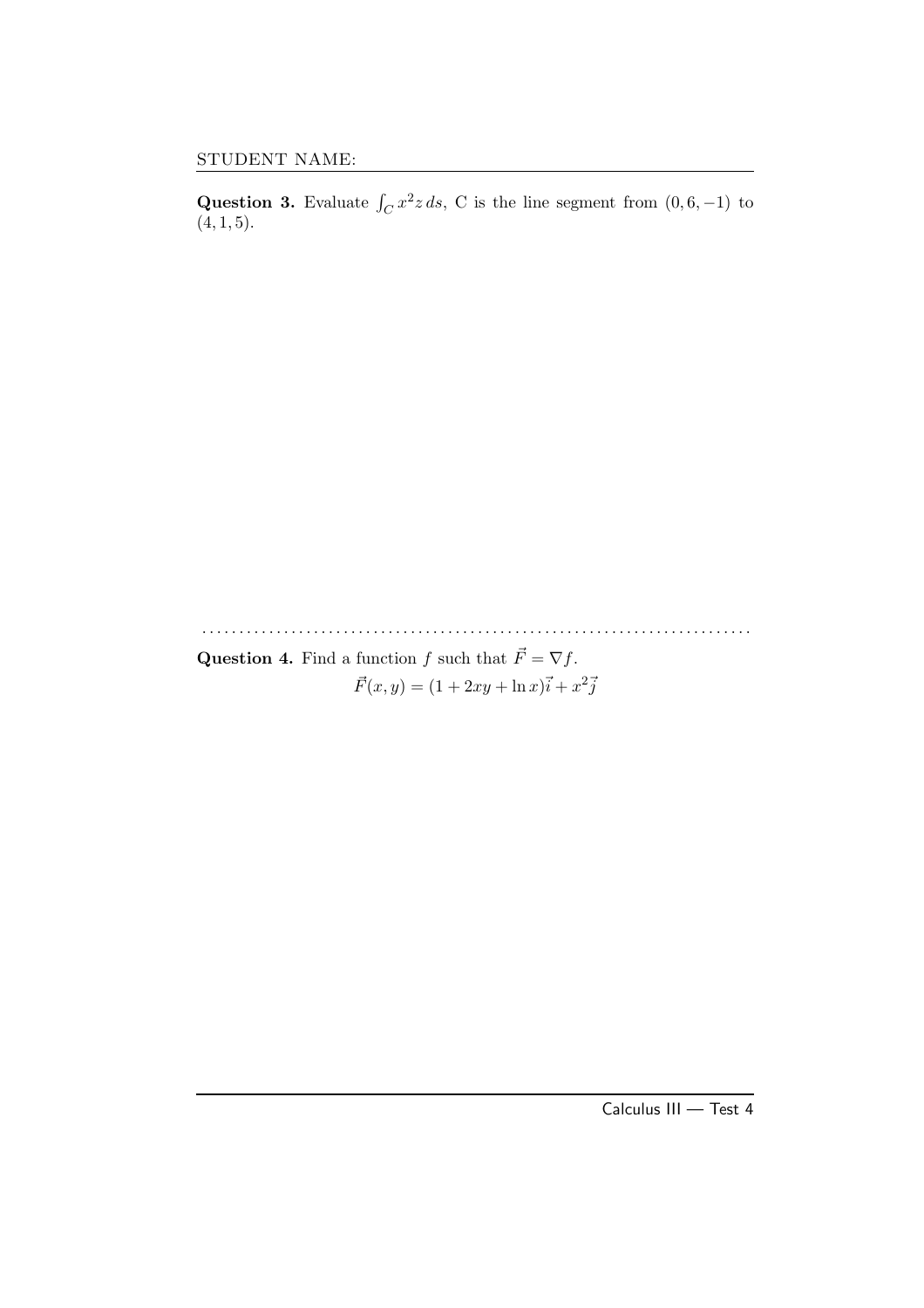STUDENT NAME:

**Question 3.** Evaluate $\int_C x^2 z \, ds$, C is the line segment from $(0, 6, -1)$ to $(4, 1, 5)$.

**Question 4.** Find a function $f$ such that $\vec{F} = \nabla f$.

$$\vec{F}(x, y) = (1 + 2xy + \ln x)\vec{i} + x^2\vec{j}$$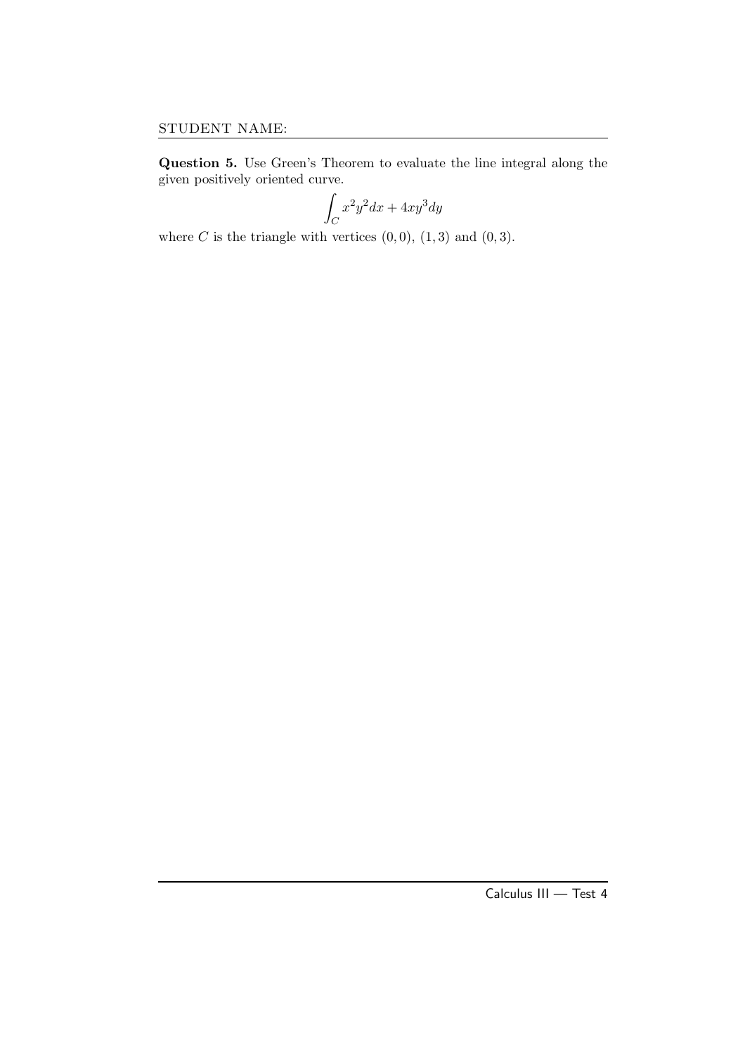STUDENT NAME:

**Question 5.** Use Green's Theorem to evaluate the line integral along the given positively oriented curve.

$$\int_C x^2y^2dx + 4xy^3dy$$

where $C$ is the triangle with vertices $(0,0)$, $(1,3)$ and $(0,3)$.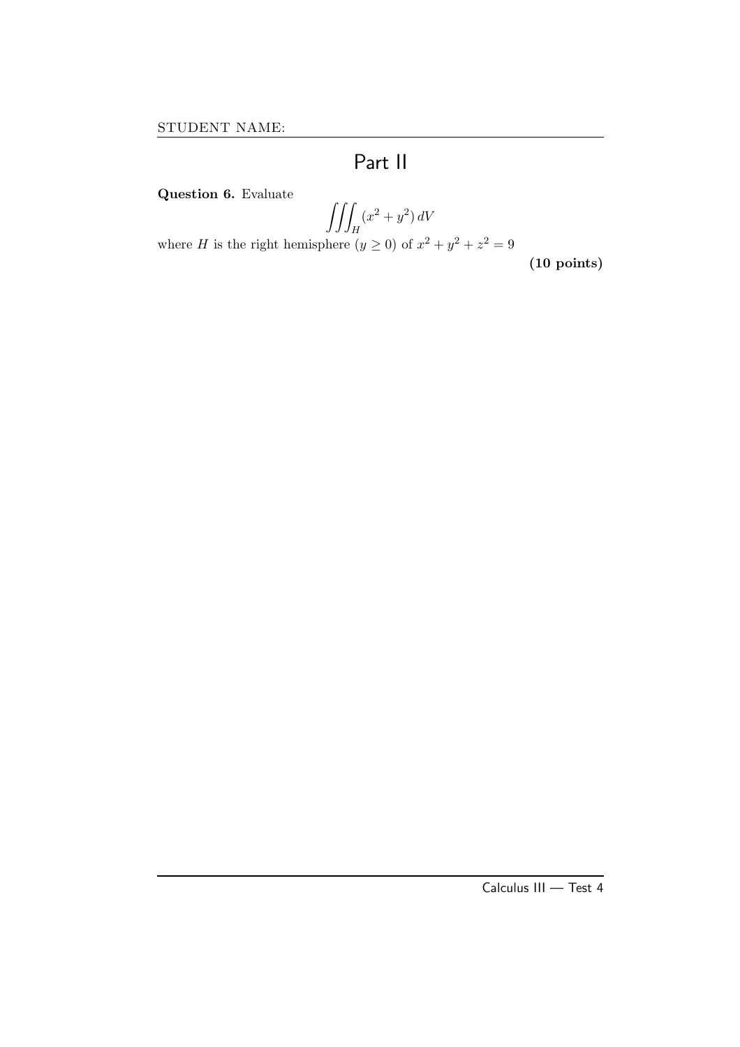STUDENT NAME:

# Part II

**Question 6.** Evaluate

$$\iiint_H (x^2 + y^2)\, dV$$

where $H$ is the right hemisphere ($y \geq 0$) of $x^2 + y^2 + z^2 = 9$

**(10 points)**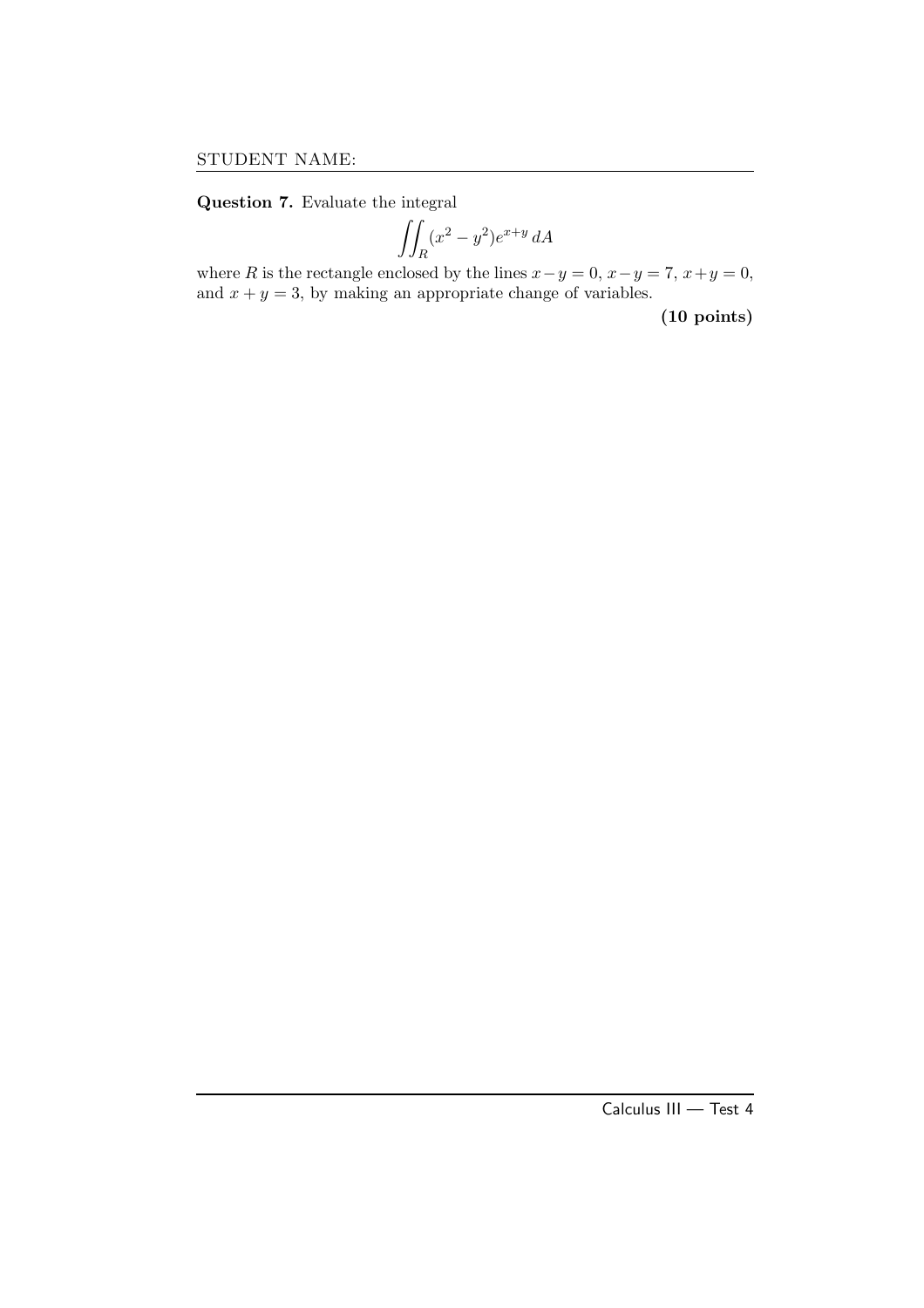STUDENT NAME:

**Question 7.** Evaluate the integral

$$\iint_R (x^2 - y^2)e^{x+y}\, dA$$

where $R$ is the rectangle enclosed by the lines $x - y = 0$, $x - y = 7$, $x + y = 0$, and $x + y = 3$, by making an appropriate change of variables.

**(10 points)**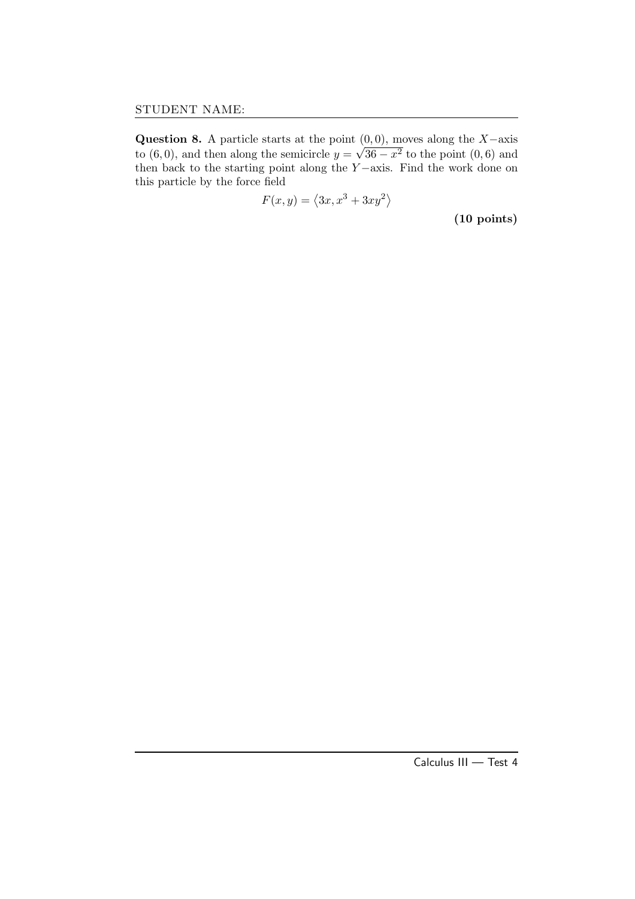STUDENT NAME:

**Question 8.** A particle starts at the point $(0,0)$, moves along the $X-$axis to $(6,0)$, and then along the semicircle $y = \sqrt{36 - x^2}$ to the point $(0,6)$ and then back to the starting point along the $Y-$axis. Find the work done on this particle by the force field

$$F(x,y) = \left\langle 3x, x^3 + 3xy^2 \right\rangle$$

**(10 points)**